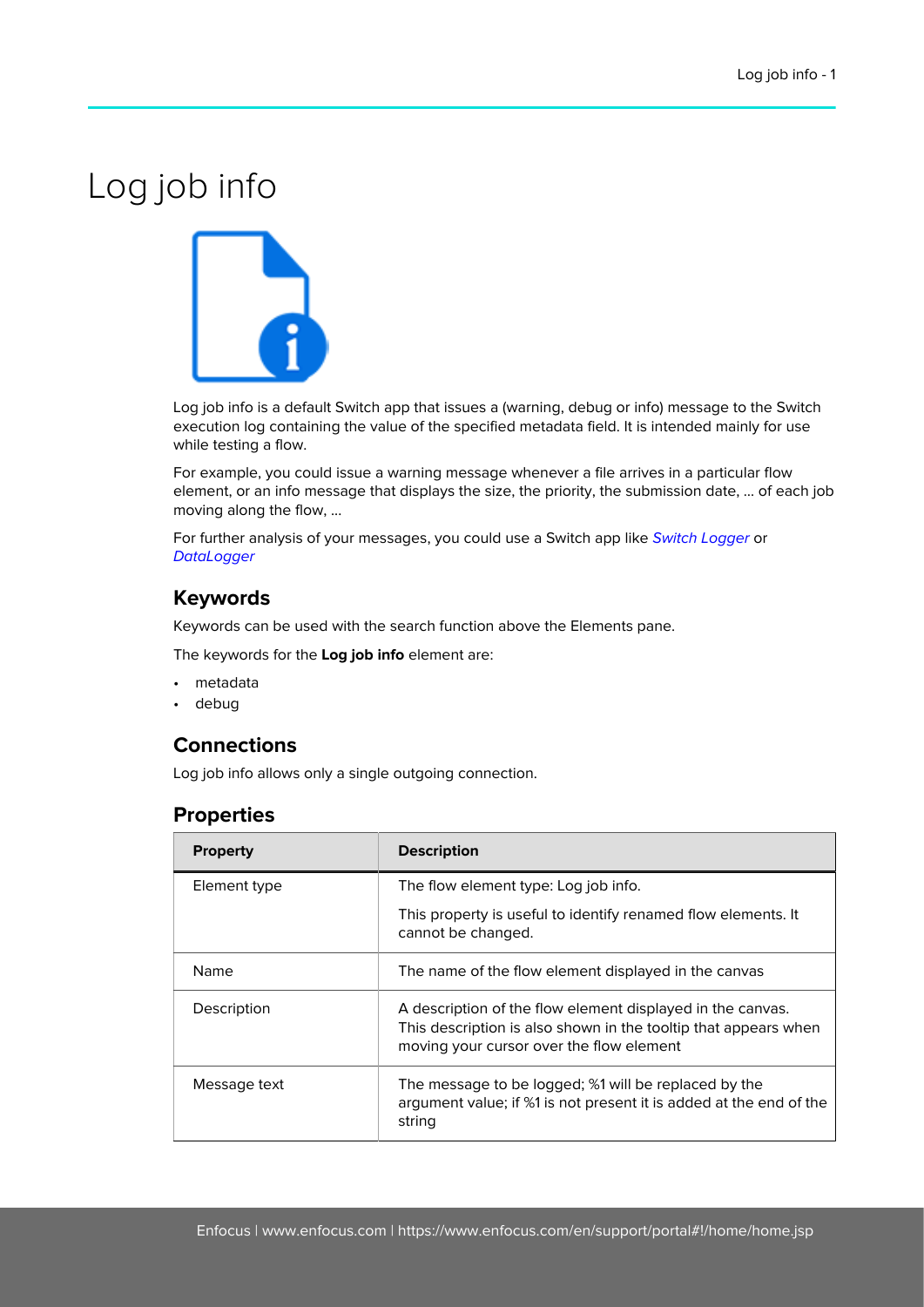# Log job info

Log job info is a default Switch app that issues a (warning, debug or info) message to the Switch execution log containing the value of the specified metadata field. It is intended mainly for use while testing a flow.

For example, you could issue a warning message whenever a file arrives in a particular flow element, or an info message that displays the size, the priority, the submission date, ... of each job moving along the flow, ...

For further analysis of your messages, you could use a Switch app like *Switch Logger* or *DataLogger*

## Keywords

Keywords can be used with the search function above the Elements pane.

The keywords for the **Log job info** element are:

- metadata
- debug

## Connections

Log job info allows only a single outgoing connection.

## Properties

| Property | Description |
| --- | --- |
| Element type | The flow element type: Log job info.<br><br>This property is useful to identify renamed flow elements. It cannot be changed. |
| Name | The name of the flow element displayed in the canvas |
| Description | A description of the flow element displayed in the canvas. This description is also shown in the tooltip that appears when moving your cursor over the flow element |
| Message text | The message to be logged; %1 will be replaced by the argument value; if %1 is not present it is added at the end of the string |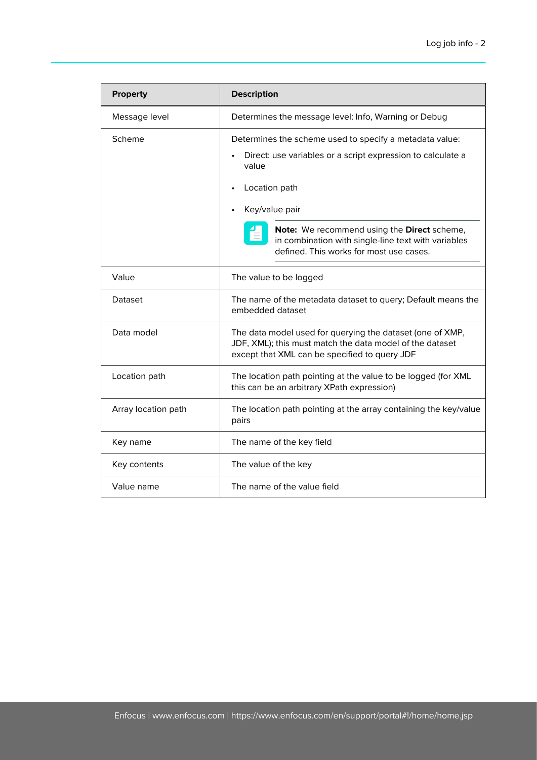| Property | Description |
|---|---|
| Message level | Determines the message level: Info, Warning or Debug |
| Scheme | Determines the scheme used to specify a metadata value:<br>• Direct: use variables or a script expression to calculate a value<br>• Location path<br>• Key/value pair<br>**Note:** We recommend using the **Direct** scheme, in combination with single-line text with variables defined. This works for most use cases. |
| Value | The value to be logged |
| Dataset | The name of the metadata dataset to query; Default means the embedded dataset |
| Data model | The data model used for querying the dataset (one of XMP, JDF, XML); this must match the data model of the dataset except that XML can be specified to query JDF |
| Location path | The location path pointing at the value to be logged (for XML this can be an arbitrary XPath expression) |
| Array location path | The location path pointing at the array containing the key/value pairs |
| Key name | The name of the key field |
| Key contents | The value of the key |
| Value name | The name of the value field |